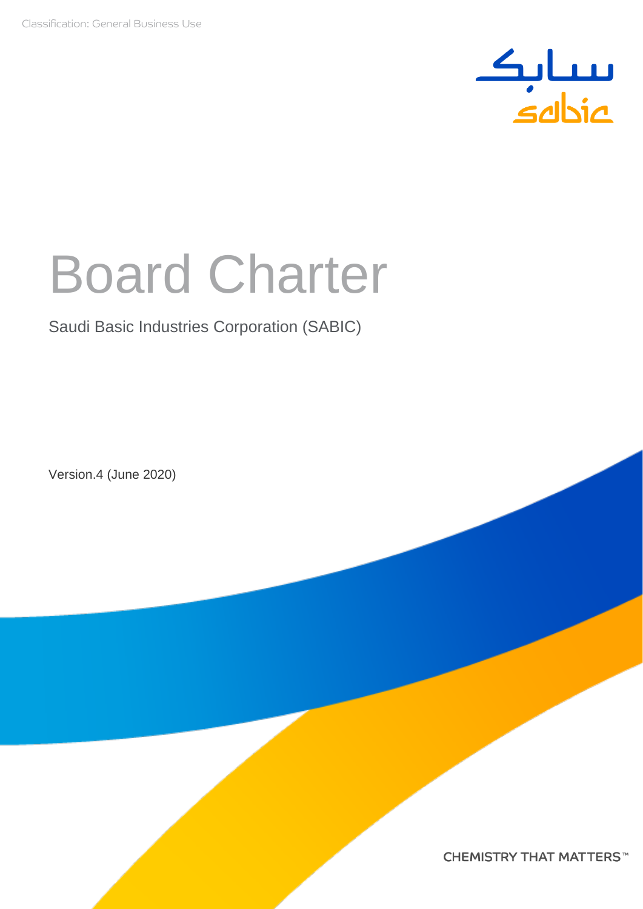Classification: General Business Use

# Board Charter

Saudi Basic Industries Corporation (SABIC)

Version.4 (June 2020)

CHEMISTRY THAT MATTERS™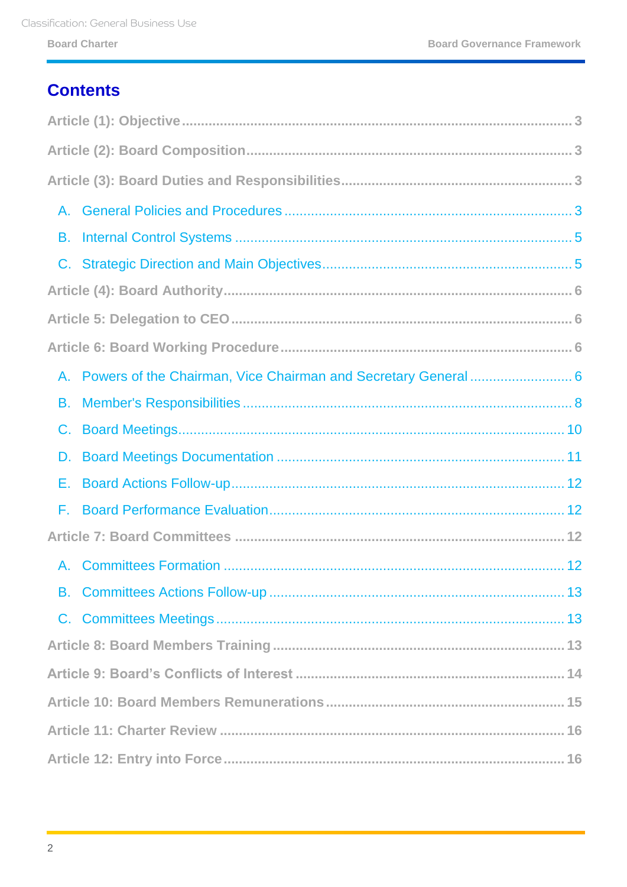## Contents

Article (1): Objective ..... 3

Article (2): Board Composition ..... 3

Article (3): Board Duties and Responsibilities ..... 3

- A. General Policies and Procedures ..... 3
- B. Internal Control Systems ..... 5
- C. Strategic Direction and Main Objectives ..... 5

Article (4): Board Authority ..... 6

Article 5: Delegation to CEO ..... 6

Article 6: Board Working Procedure ..... 6

- A. Powers of the Chairman, Vice Chairman and Secretary General ..... 6
- B. Member's Responsibilities ..... 8
- C. Board Meetings ..... 10
- D. Board Meetings Documentation ..... 11
- E. Board Actions Follow-up ..... 12
- F. Board Performance Evaluation ..... 12

Article 7: Board Committees ..... 12

- A. Committees Formation ..... 12
- B. Committees Actions Follow-up ..... 13
- C. Committees Meetings ..... 13

Article 8: Board Members Training ..... 13

Article 9: Board's Conflicts of Interest ..... 14

Article 10: Board Members Remunerations ..... 15

Article 11: Charter Review ..... 16

Article 12: Entry into Force ..... 16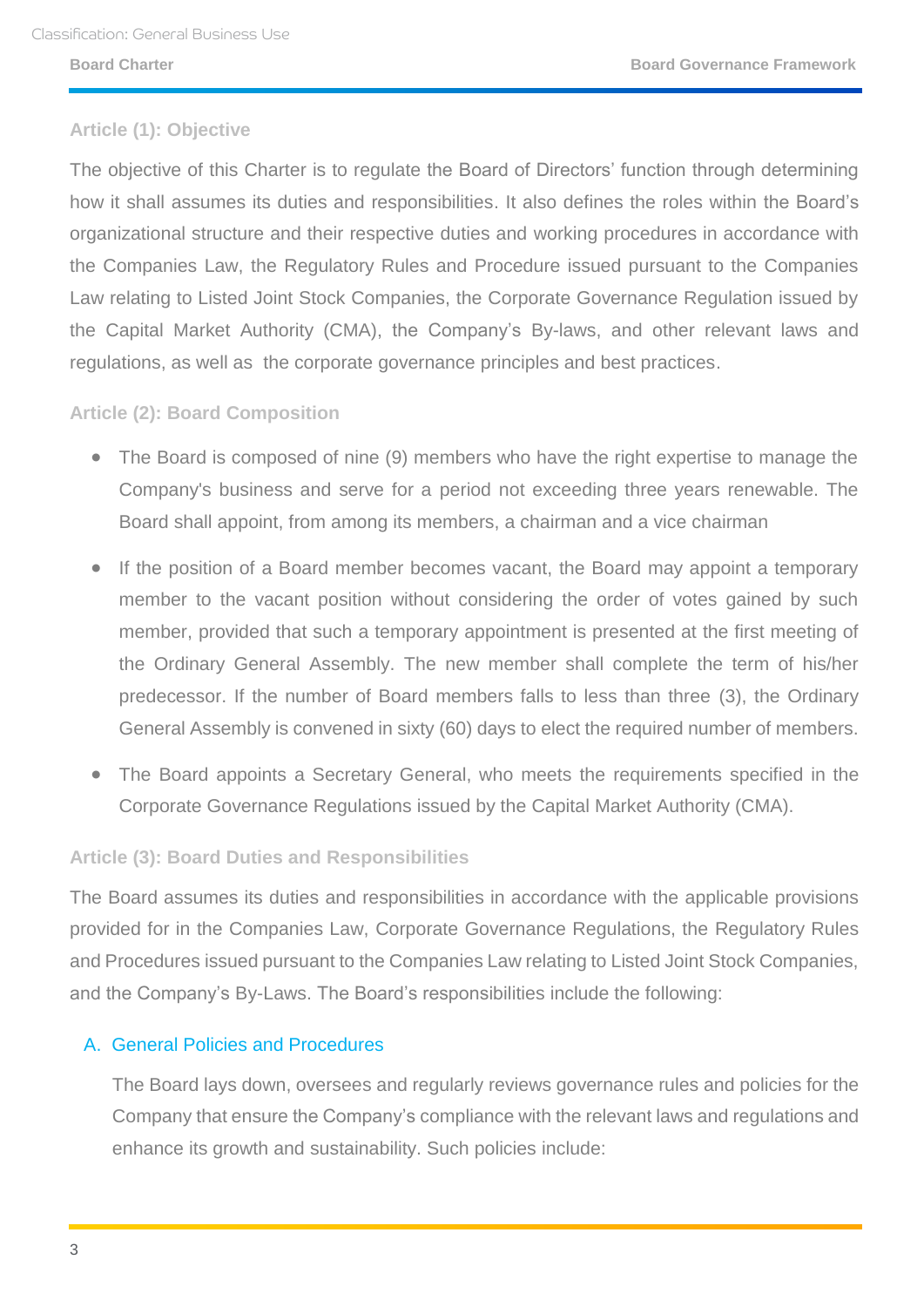### Article (1): Objective

The objective of this Charter is to regulate the Board of Directors' function through determining how it shall assumes its duties and responsibilities. It also defines the roles within the Board's organizational structure and their respective duties and working procedures in accordance with the Companies Law, the Regulatory Rules and Procedure issued pursuant to the Companies Law relating to Listed Joint Stock Companies, the Corporate Governance Regulation issued by the Capital Market Authority (CMA), the Company's By-laws, and other relevant laws and regulations, as well as the corporate governance principles and best practices.

### Article (2): Board Composition

- The Board is composed of nine (9) members who have the right expertise to manage the Company's business and serve for a period not exceeding three years renewable. The Board shall appoint, from among its members, a chairman and a vice chairman
- If the position of a Board member becomes vacant, the Board may appoint a temporary member to the vacant position without considering the order of votes gained by such member, provided that such a temporary appointment is presented at the first meeting of the Ordinary General Assembly. The new member shall complete the term of his/her predecessor. If the number of Board members falls to less than three (3), the Ordinary General Assembly is convened in sixty (60) days to elect the required number of members.
- The Board appoints a Secretary General, who meets the requirements specified in the Corporate Governance Regulations issued by the Capital Market Authority (CMA).

### Article (3): Board Duties and Responsibilities

The Board assumes its duties and responsibilities in accordance with the applicable provisions provided for in the Companies Law, Corporate Governance Regulations, the Regulatory Rules and Procedures issued pursuant to the Companies Law relating to Listed Joint Stock Companies, and the Company's By-Laws. The Board's responsibilities include the following:

#### A. General Policies and Procedures

The Board lays down, oversees and regularly reviews governance rules and policies for the Company that ensure the Company's compliance with the relevant laws and regulations and enhance its growth and sustainability. Such policies include: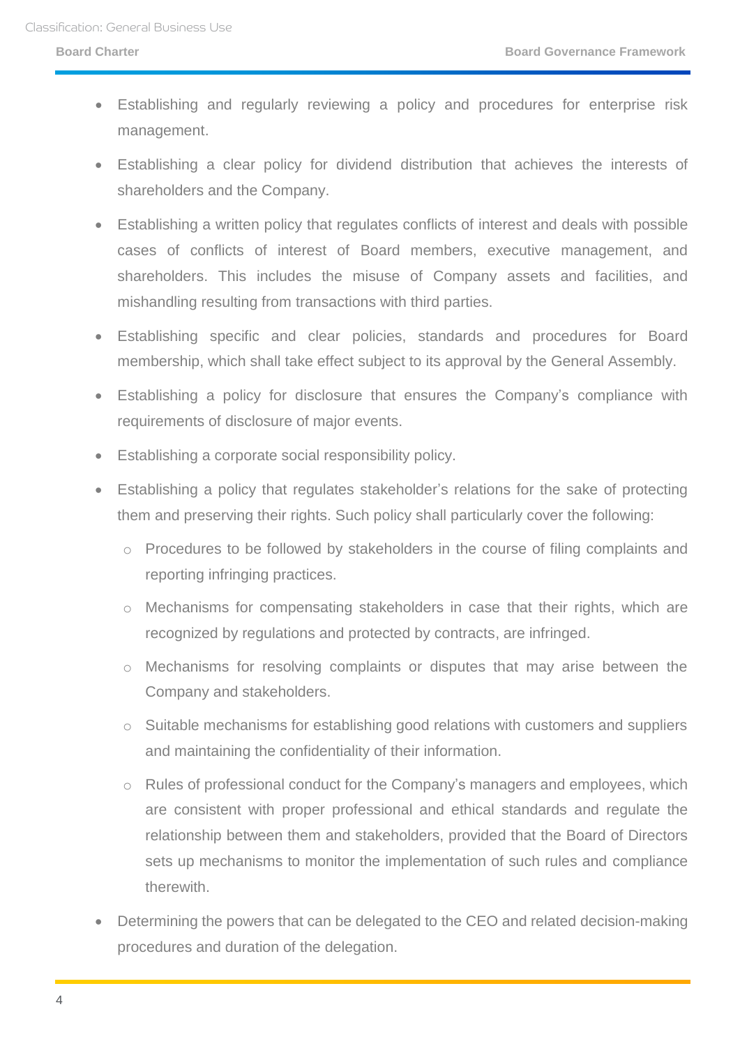- Establishing and regularly reviewing a policy and procedures for enterprise risk management.
- Establishing a clear policy for dividend distribution that achieves the interests of shareholders and the Company.
- Establishing a written policy that regulates conflicts of interest and deals with possible cases of conflicts of interest of Board members, executive management, and shareholders. This includes the misuse of Company assets and facilities, and mishandling resulting from transactions with third parties.
- Establishing specific and clear policies, standards and procedures for Board membership, which shall take effect subject to its approval by the General Assembly.
- Establishing a policy for disclosure that ensures the Company's compliance with requirements of disclosure of major events.
- Establishing a corporate social responsibility policy.
- Establishing a policy that regulates stakeholder's relations for the sake of protecting them and preserving their rights. Such policy shall particularly cover the following:
  - Procedures to be followed by stakeholders in the course of filing complaints and reporting infringing practices.
  - Mechanisms for compensating stakeholders in case that their rights, which are recognized by regulations and protected by contracts, are infringed.
  - Mechanisms for resolving complaints or disputes that may arise between the Company and stakeholders.
  - Suitable mechanisms for establishing good relations with customers and suppliers and maintaining the confidentiality of their information.
  - Rules of professional conduct for the Company's managers and employees, which are consistent with proper professional and ethical standards and regulate the relationship between them and stakeholders, provided that the Board of Directors sets up mechanisms to monitor the implementation of such rules and compliance therewith.
- Determining the powers that can be delegated to the CEO and related decision-making procedures and duration of the delegation.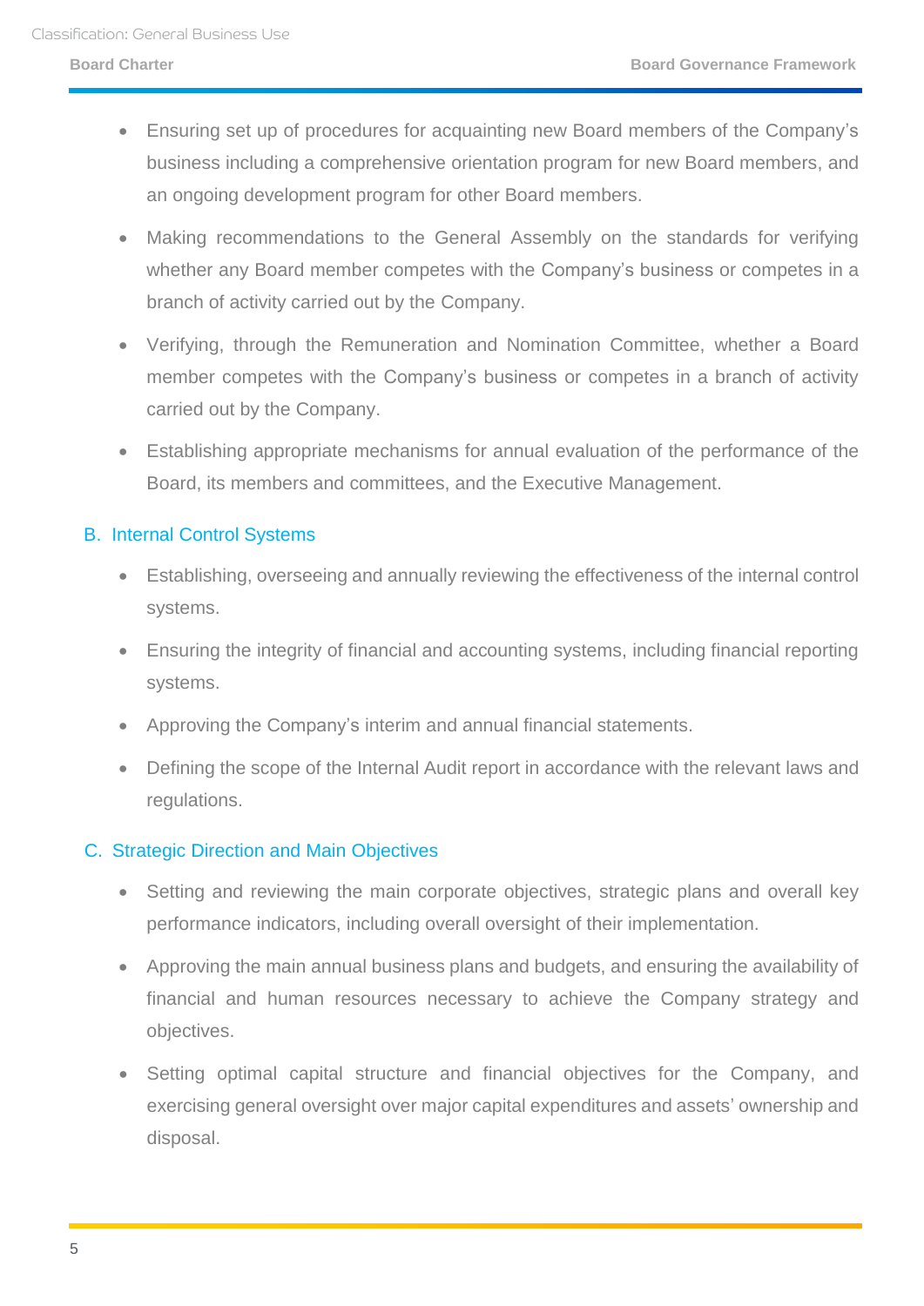- Ensuring set up of procedures for acquainting new Board members of the Company's business including a comprehensive orientation program for new Board members, and an ongoing development program for other Board members.
- Making recommendations to the General Assembly on the standards for verifying whether any Board member competes with the Company's business or competes in a branch of activity carried out by the Company.
- Verifying, through the Remuneration and Nomination Committee, whether a Board member competes with the Company's business or competes in a branch of activity carried out by the Company.
- Establishing appropriate mechanisms for annual evaluation of the performance of the Board, its members and committees, and the Executive Management.

### B. Internal Control Systems

- Establishing, overseeing and annually reviewing the effectiveness of the internal control systems.
- Ensuring the integrity of financial and accounting systems, including financial reporting systems.
- Approving the Company's interim and annual financial statements.
- Defining the scope of the Internal Audit report in accordance with the relevant laws and regulations.

### C. Strategic Direction and Main Objectives

- Setting and reviewing the main corporate objectives, strategic plans and overall key performance indicators, including overall oversight of their implementation.
- Approving the main annual business plans and budgets, and ensuring the availability of financial and human resources necessary to achieve the Company strategy and objectives.
- Setting optimal capital structure and financial objectives for the Company, and exercising general oversight over major capital expenditures and assets' ownership and disposal.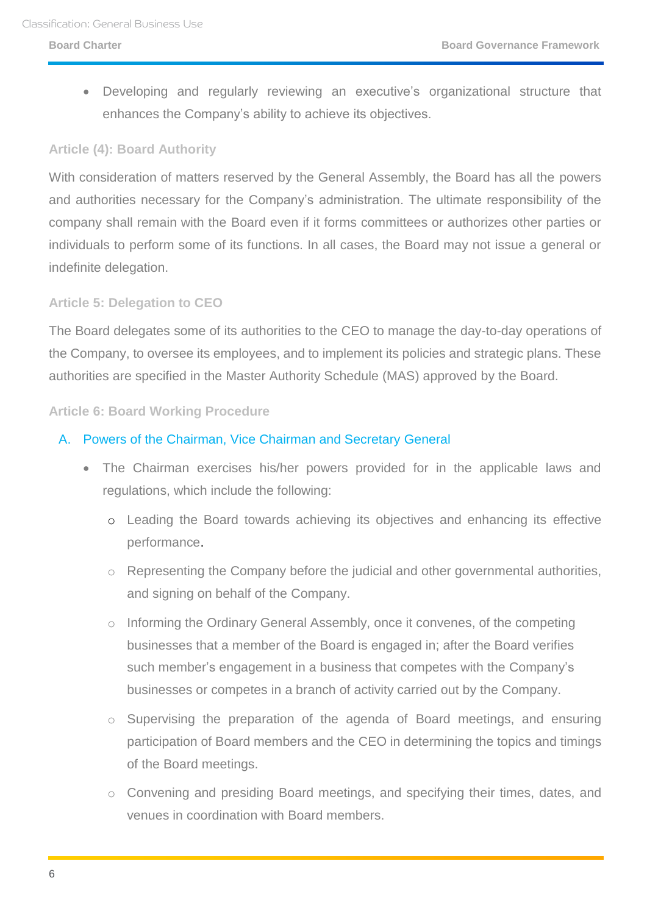- Developing and regularly reviewing an executive's organizational structure that enhances the Company's ability to achieve its objectives.

### Article (4): Board Authority

With consideration of matters reserved by the General Assembly, the Board has all the powers and authorities necessary for the Company's administration. The ultimate responsibility of the company shall remain with the Board even if it forms committees or authorizes other parties or individuals to perform some of its functions. In all cases, the Board may not issue a general or indefinite delegation.

### Article 5: Delegation to CEO

The Board delegates some of its authorities to the CEO to manage the day-to-day operations of the Company, to oversee its employees, and to implement its policies and strategic plans. These authorities are specified in the Master Authority Schedule (MAS) approved by the Board.

### Article 6: Board Working Procedure

#### A. Powers of the Chairman, Vice Chairman and Secretary General

- The Chairman exercises his/her powers provided for in the applicable laws and regulations, which include the following:
  - Leading the Board towards achieving its objectives and enhancing its effective performance.
  - Representing the Company before the judicial and other governmental authorities, and signing on behalf of the Company.
  - Informing the Ordinary General Assembly, once it convenes, of the competing businesses that a member of the Board is engaged in; after the Board verifies such member's engagement in a business that competes with the Company's businesses or competes in a branch of activity carried out by the Company.
  - Supervising the preparation of the agenda of Board meetings, and ensuring participation of Board members and the CEO in determining the topics and timings of the Board meetings.
  - Convening and presiding Board meetings, and specifying their times, dates, and venues in coordination with Board members.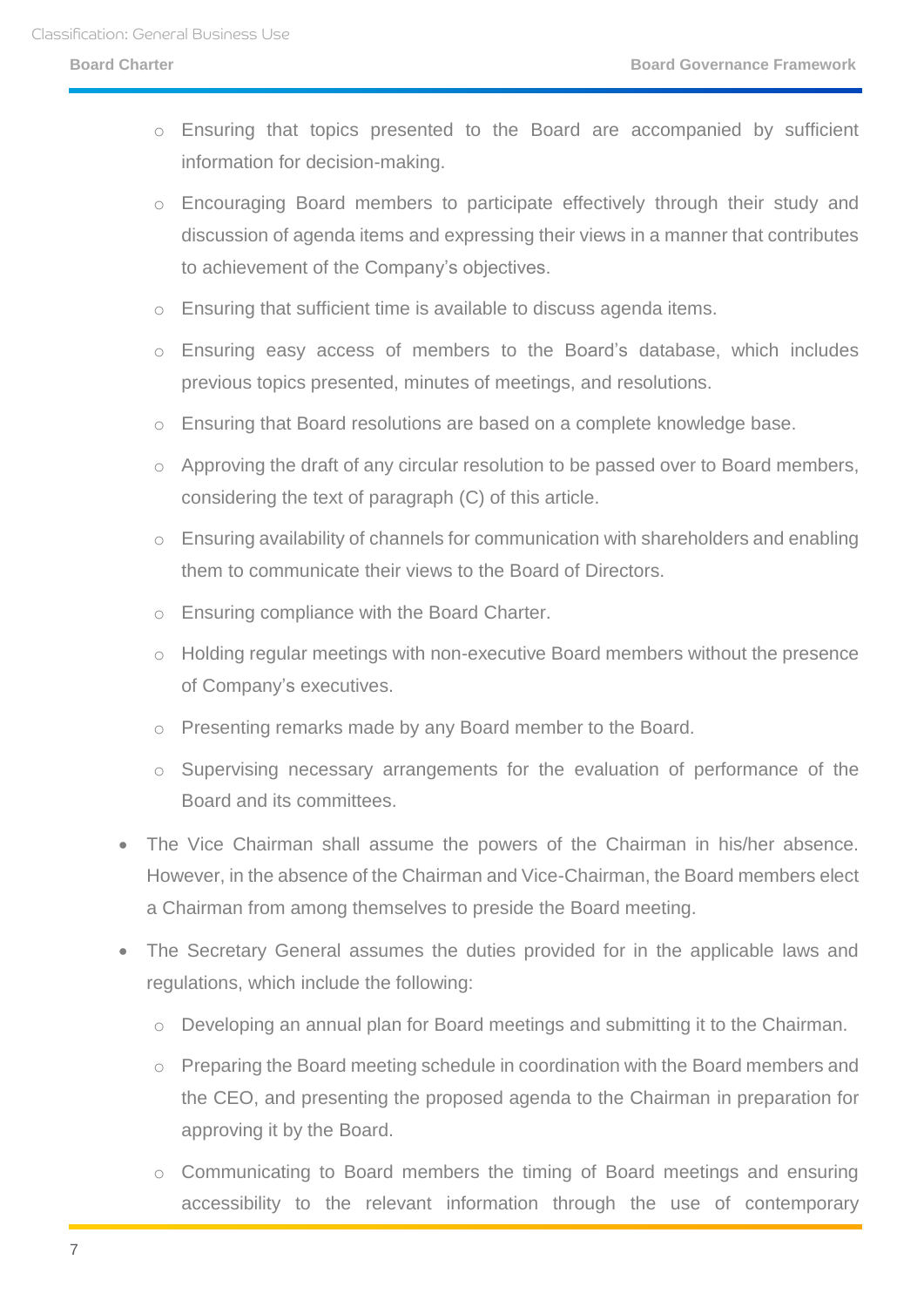- Ensuring that topics presented to the Board are accompanied by sufficient information for decision-making.
  - Encouraging Board members to participate effectively through their study and discussion of agenda items and expressing their views in a manner that contributes to achievement of the Company's objectives.
  - Ensuring that sufficient time is available to discuss agenda items.
  - Ensuring easy access of members to the Board's database, which includes previous topics presented, minutes of meetings, and resolutions.
  - Ensuring that Board resolutions are based on a complete knowledge base.
  - Approving the draft of any circular resolution to be passed over to Board members, considering the text of paragraph (C) of this article.
  - Ensuring availability of channels for communication with shareholders and enabling them to communicate their views to the Board of Directors.
  - Ensuring compliance with the Board Charter.
  - Holding regular meetings with non-executive Board members without the presence of Company's executives.
  - Presenting remarks made by any Board member to the Board.
  - Supervising necessary arrangements for the evaluation of performance of the Board and its committees.

- The Vice Chairman shall assume the powers of the Chairman in his/her absence. However, in the absence of the Chairman and Vice-Chairman, the Board members elect a Chairman from among themselves to preside the Board meeting.
- The Secretary General assumes the duties provided for in the applicable laws and regulations, which include the following:
  - Developing an annual plan for Board meetings and submitting it to the Chairman.
  - Preparing the Board meeting schedule in coordination with the Board members and the CEO, and presenting the proposed agenda to the Chairman in preparation for approving it by the Board.
  - Communicating to Board members the timing of Board meetings and ensuring accessibility to the relevant information through the use of contemporary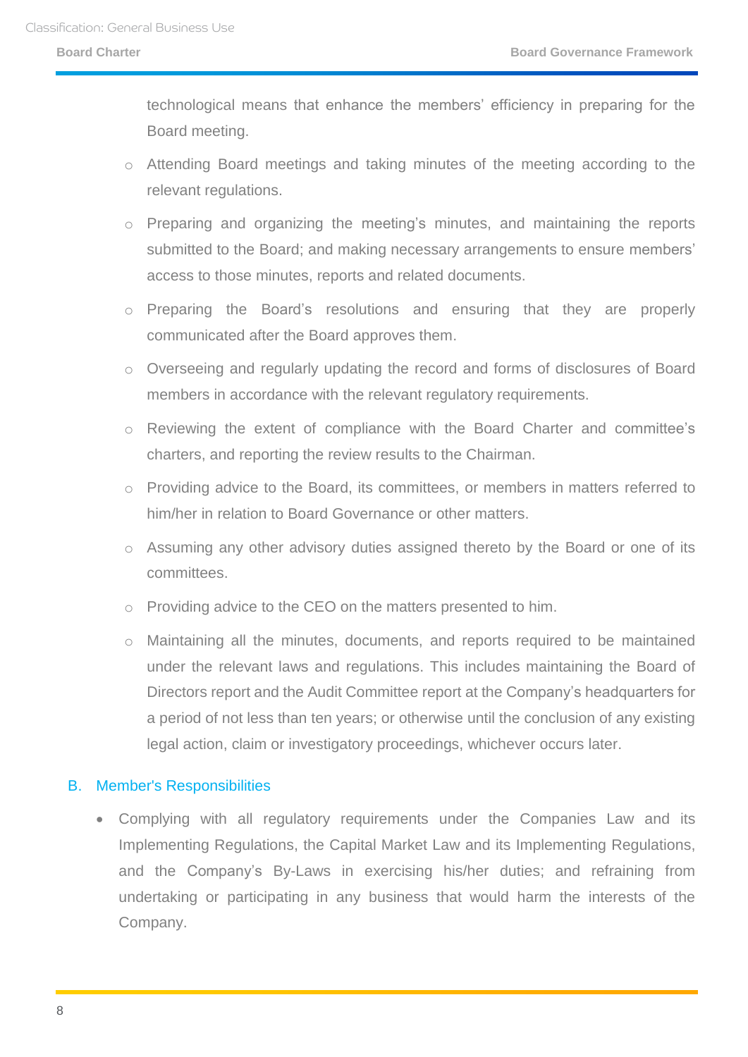technological means that enhance the members' efficiency in preparing for the Board meeting.

- Attending Board meetings and taking minutes of the meeting according to the relevant regulations.
- Preparing and organizing the meeting's minutes, and maintaining the reports submitted to the Board; and making necessary arrangements to ensure members' access to those minutes, reports and related documents.
- Preparing the Board's resolutions and ensuring that they are properly communicated after the Board approves them.
- Overseeing and regularly updating the record and forms of disclosures of Board members in accordance with the relevant regulatory requirements.
- Reviewing the extent of compliance with the Board Charter and committee's charters, and reporting the review results to the Chairman.
- Providing advice to the Board, its committees, or members in matters referred to him/her in relation to Board Governance or other matters.
- Assuming any other advisory duties assigned thereto by the Board or one of its committees.
- Providing advice to the CEO on the matters presented to him.
- Maintaining all the minutes, documents, and reports required to be maintained under the relevant laws and regulations. This includes maintaining the Board of Directors report and the Audit Committee report at the Company's headquarters for a period of not less than ten years; or otherwise until the conclusion of any existing legal action, claim or investigatory proceedings, whichever occurs later.

### B. Member's Responsibilities

- Complying with all regulatory requirements under the Companies Law and its Implementing Regulations, the Capital Market Law and its Implementing Regulations, and the Company's By-Laws in exercising his/her duties; and refraining from undertaking or participating in any business that would harm the interests of the Company.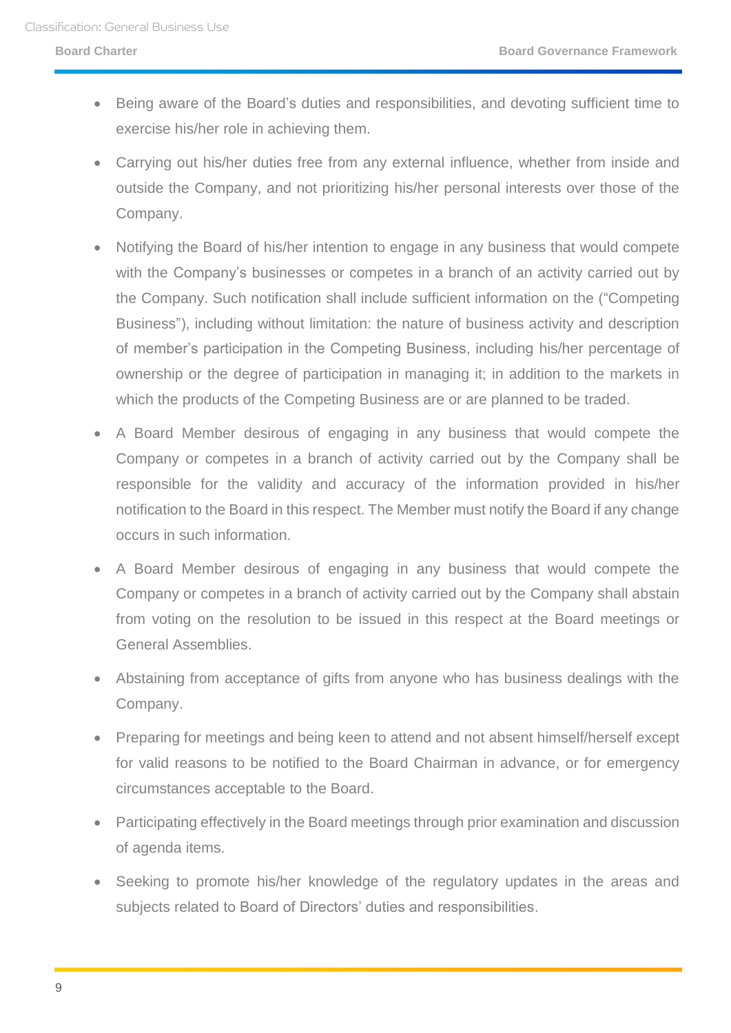- Being aware of the Board's duties and responsibilities, and devoting sufficient time to exercise his/her role in achieving them.
- Carrying out his/her duties free from any external influence, whether from inside and outside the Company, and not prioritizing his/her personal interests over those of the Company.
- Notifying the Board of his/her intention to engage in any business that would compete with the Company's businesses or competes in a branch of an activity carried out by the Company. Such notification shall include sufficient information on the ("Competing Business"), including without limitation: the nature of business activity and description of member's participation in the Competing Business, including his/her percentage of ownership or the degree of participation in managing it; in addition to the markets in which the products of the Competing Business are or are planned to be traded.
- A Board Member desirous of engaging in any business that would compete the Company or competes in a branch of activity carried out by the Company shall be responsible for the validity and accuracy of the information provided in his/her notification to the Board in this respect. The Member must notify the Board if any change occurs in such information.
- A Board Member desirous of engaging in any business that would compete the Company or competes in a branch of activity carried out by the Company shall abstain from voting on the resolution to be issued in this respect at the Board meetings or General Assemblies.
- Abstaining from acceptance of gifts from anyone who has business dealings with the Company.
- Preparing for meetings and being keen to attend and not absent himself/herself except for valid reasons to be notified to the Board Chairman in advance, or for emergency circumstances acceptable to the Board.
- Participating effectively in the Board meetings through prior examination and discussion of agenda items.
- Seeking to promote his/her knowledge of the regulatory updates in the areas and subjects related to Board of Directors' duties and responsibilities.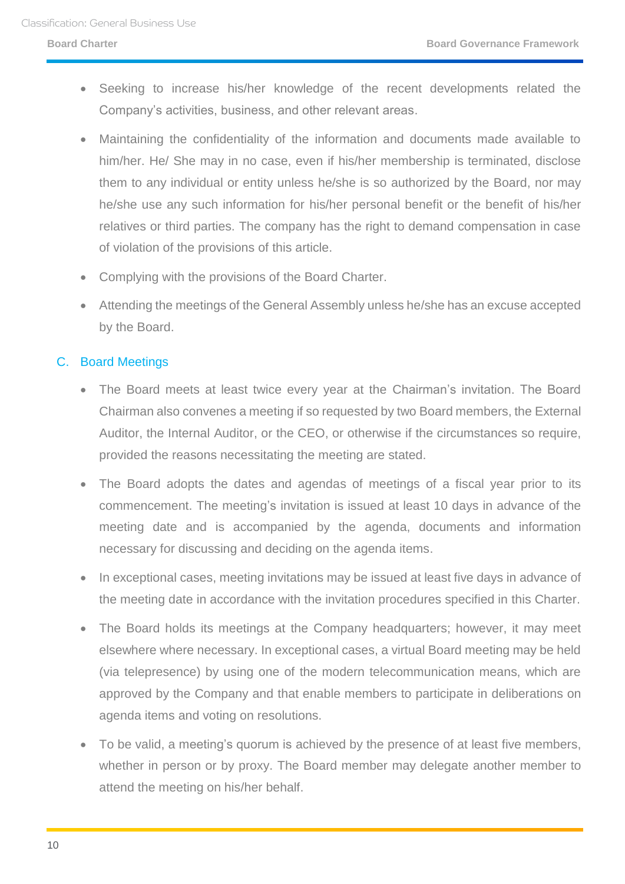- Seeking to increase his/her knowledge of the recent developments related the Company's activities, business, and other relevant areas.
- Maintaining the confidentiality of the information and documents made available to him/her. He/ She may in no case, even if his/her membership is terminated, disclose them to any individual or entity unless he/she is so authorized by the Board, nor may he/she use any such information for his/her personal benefit or the benefit of his/her relatives or third parties. The company has the right to demand compensation in case of violation of the provisions of this article.
- Complying with the provisions of the Board Charter.
- Attending the meetings of the General Assembly unless he/she has an excuse accepted by the Board.

## C. Board Meetings

- The Board meets at least twice every year at the Chairman's invitation. The Board Chairman also convenes a meeting if so requested by two Board members, the External Auditor, the Internal Auditor, or the CEO, or otherwise if the circumstances so require, provided the reasons necessitating the meeting are stated.
- The Board adopts the dates and agendas of meetings of a fiscal year prior to its commencement. The meeting's invitation is issued at least 10 days in advance of the meeting date and is accompanied by the agenda, documents and information necessary for discussing and deciding on the agenda items.
- In exceptional cases, meeting invitations may be issued at least five days in advance of the meeting date in accordance with the invitation procedures specified in this Charter.
- The Board holds its meetings at the Company headquarters; however, it may meet elsewhere where necessary. In exceptional cases, a virtual Board meeting may be held (via telepresence) by using one of the modern telecommunication means, which are approved by the Company and that enable members to participate in deliberations on agenda items and voting on resolutions.
- To be valid, a meeting's quorum is achieved by the presence of at least five members, whether in person or by proxy. The Board member may delegate another member to attend the meeting on his/her behalf.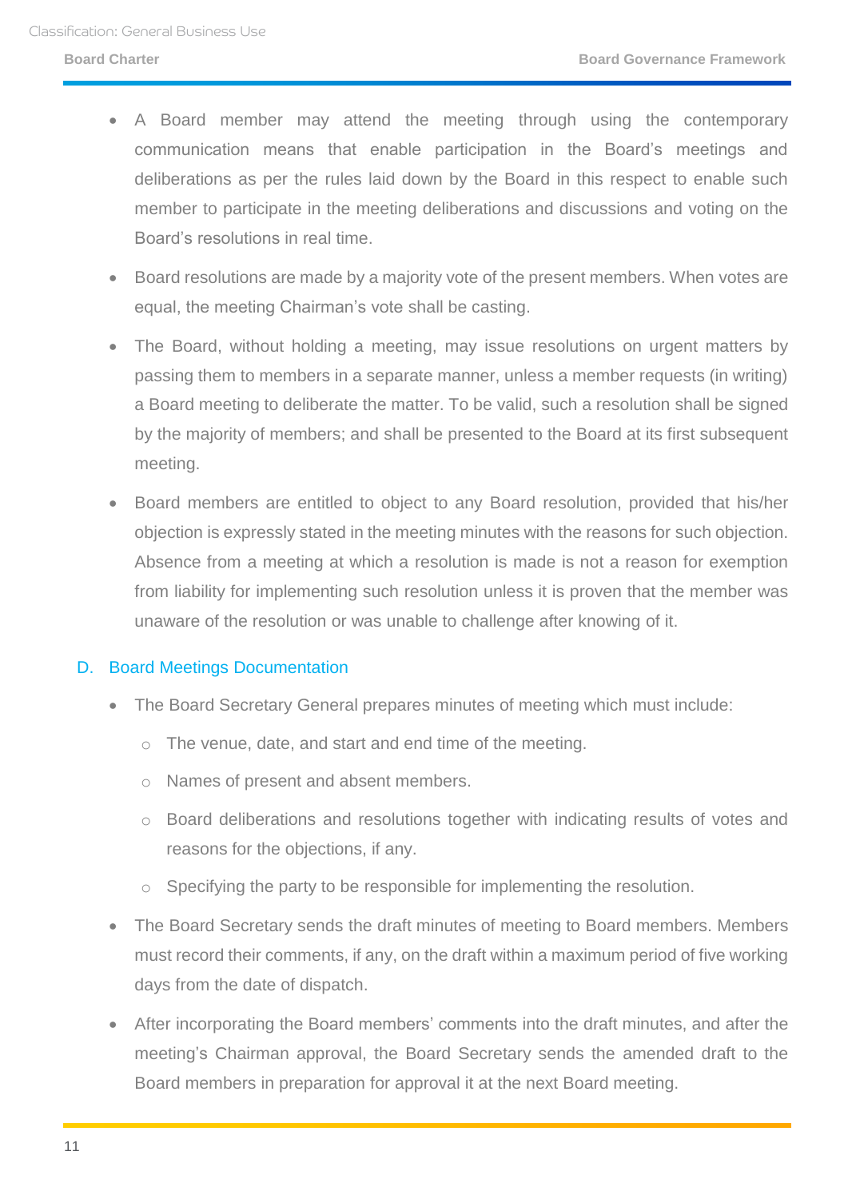- A Board member may attend the meeting through using the contemporary communication means that enable participation in the Board's meetings and deliberations as per the rules laid down by the Board in this respect to enable such member to participate in the meeting deliberations and discussions and voting on the Board's resolutions in real time.
- Board resolutions are made by a majority vote of the present members. When votes are equal, the meeting Chairman's vote shall be casting.
- The Board, without holding a meeting, may issue resolutions on urgent matters by passing them to members in a separate manner, unless a member requests (in writing) a Board meeting to deliberate the matter. To be valid, such a resolution shall be signed by the majority of members; and shall be presented to the Board at its first subsequent meeting.
- Board members are entitled to object to any Board resolution, provided that his/her objection is expressly stated in the meeting minutes with the reasons for such objection. Absence from a meeting at which a resolution is made is not a reason for exemption from liability for implementing such resolution unless it is proven that the member was unaware of the resolution or was unable to challenge after knowing of it.

### D. Board Meetings Documentation

- The Board Secretary General prepares minutes of meeting which must include:
  - The venue, date, and start and end time of the meeting.
  - Names of present and absent members.
  - Board deliberations and resolutions together with indicating results of votes and reasons for the objections, if any.
  - Specifying the party to be responsible for implementing the resolution.
- The Board Secretary sends the draft minutes of meeting to Board members. Members must record their comments, if any, on the draft within a maximum period of five working days from the date of dispatch.
- After incorporating the Board members' comments into the draft minutes, and after the meeting's Chairman approval, the Board Secretary sends the amended draft to the Board members in preparation for approval it at the next Board meeting.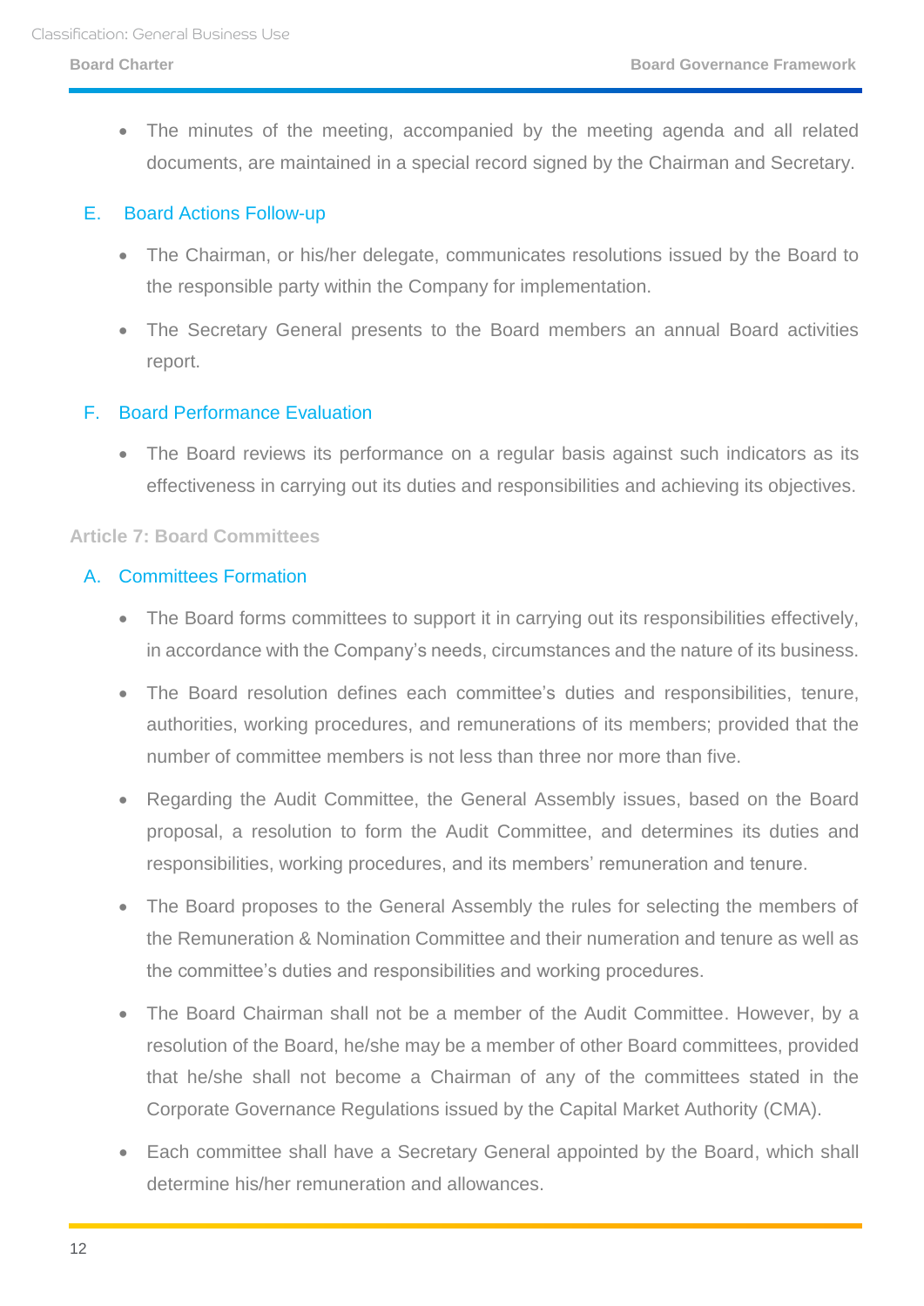- The minutes of the meeting, accompanied by the meeting agenda and all related documents, are maintained in a special record signed by the Chairman and Secretary.

### E. Board Actions Follow-up

- The Chairman, or his/her delegate, communicates resolutions issued by the Board to the responsible party within the Company for implementation.
- The Secretary General presents to the Board members an annual Board activities report.

### F. Board Performance Evaluation

- The Board reviews its performance on a regular basis against such indicators as its effectiveness in carrying out its duties and responsibilities and achieving its objectives.

## Article 7: Board Committees

### A. Committees Formation

- The Board forms committees to support it in carrying out its responsibilities effectively, in accordance with the Company's needs, circumstances and the nature of its business.
- The Board resolution defines each committee's duties and responsibilities, tenure, authorities, working procedures, and remunerations of its members; provided that the number of committee members is not less than three nor more than five.
- Regarding the Audit Committee, the General Assembly issues, based on the Board proposal, a resolution to form the Audit Committee, and determines its duties and responsibilities, working procedures, and its members' remuneration and tenure.
- The Board proposes to the General Assembly the rules for selecting the members of the Remuneration & Nomination Committee and their numeration and tenure as well as the committee's duties and responsibilities and working procedures.
- The Board Chairman shall not be a member of the Audit Committee. However, by a resolution of the Board, he/she may be a member of other Board committees, provided that he/she shall not become a Chairman of any of the committees stated in the Corporate Governance Regulations issued by the Capital Market Authority (CMA).
- Each committee shall have a Secretary General appointed by the Board, which shall determine his/her remuneration and allowances.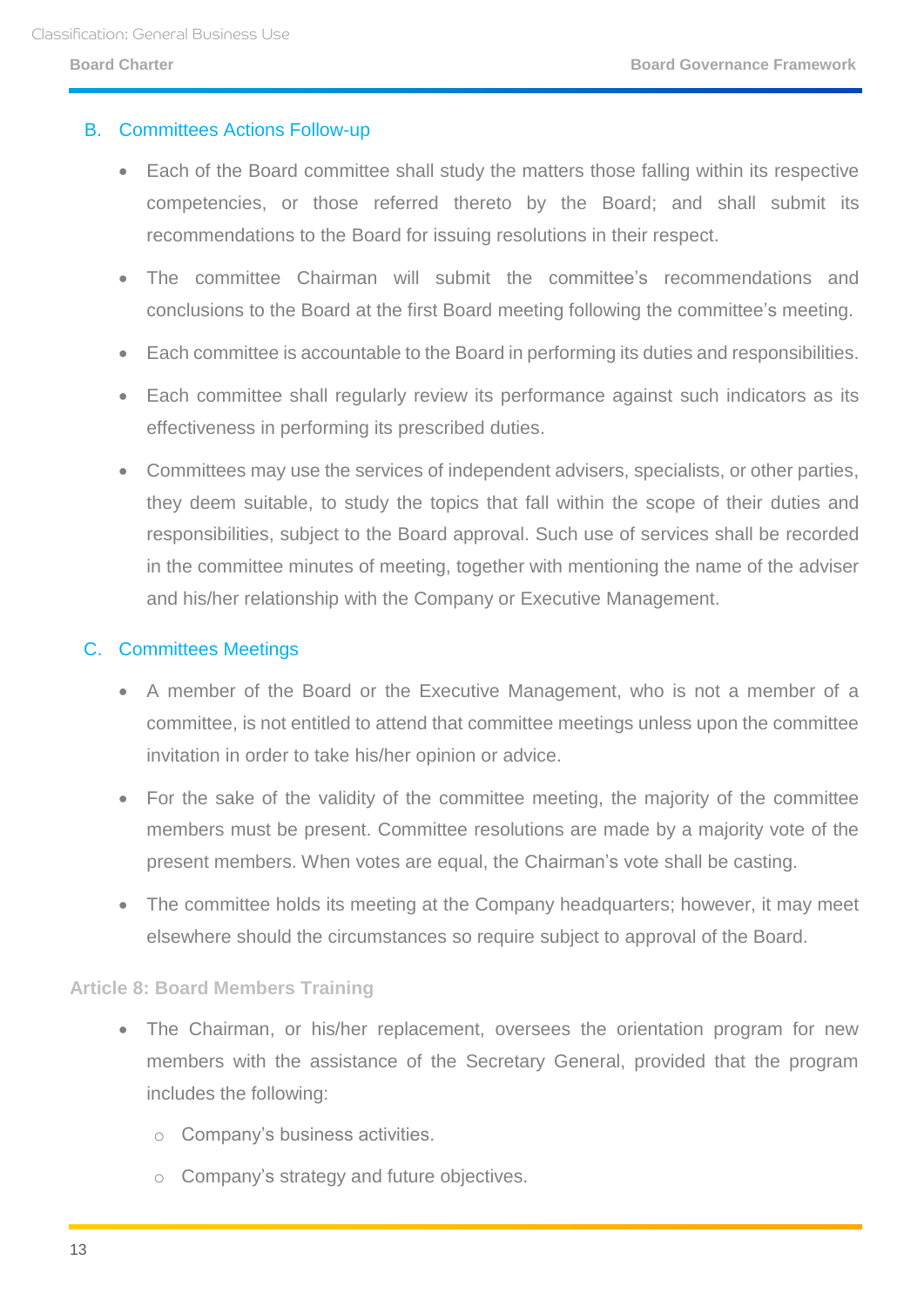### B. Committees Actions Follow-up

- Each of the Board committee shall study the matters those falling within its respective competencies, or those referred thereto by the Board; and shall submit its recommendations to the Board for issuing resolutions in their respect.
- The committee Chairman will submit the committee's recommendations and conclusions to the Board at the first Board meeting following the committee's meeting.
- Each committee is accountable to the Board in performing its duties and responsibilities.
- Each committee shall regularly review its performance against such indicators as its effectiveness in performing its prescribed duties.
- Committees may use the services of independent advisers, specialists, or other parties, they deem suitable, to study the topics that fall within the scope of their duties and responsibilities, subject to the Board approval. Such use of services shall be recorded in the committee minutes of meeting, together with mentioning the name of the adviser and his/her relationship with the Company or Executive Management.

### C. Committees Meetings

- A member of the Board or the Executive Management, who is not a member of a committee, is not entitled to attend that committee meetings unless upon the committee invitation in order to take his/her opinion or advice.
- For the sake of the validity of the committee meeting, the majority of the committee members must be present. Committee resolutions are made by a majority vote of the present members. When votes are equal, the Chairman's vote shall be casting.
- The committee holds its meeting at the Company headquarters; however, it may meet elsewhere should the circumstances so require subject to approval of the Board.

## Article 8: Board Members Training

- The Chairman, or his/her replacement, oversees the orientation program for new members with the assistance of the Secretary General, provided that the program includes the following:
  - Company's business activities.
  - Company's strategy and future objectives.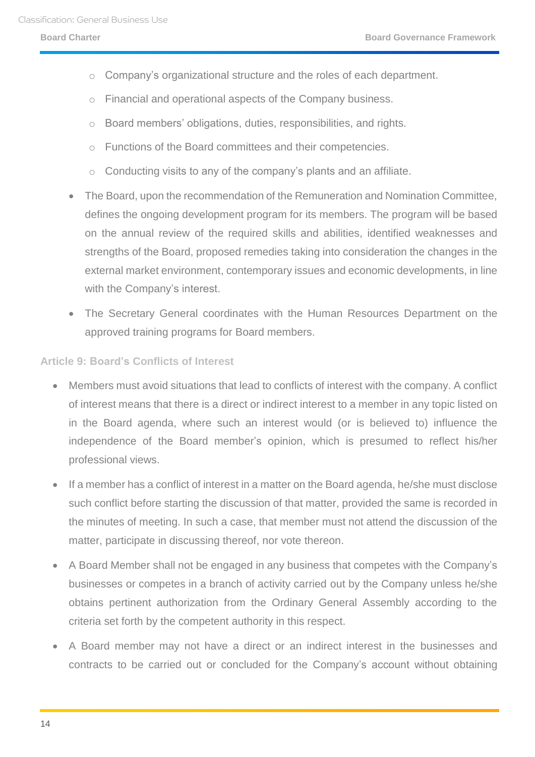- Company's organizational structure and the roles of each department.
    - Financial and operational aspects of the Company business.
    - Board members' obligations, duties, responsibilities, and rights.
    - Functions of the Board committees and their competencies.
    - Conducting visits to any of the company's plants and an affiliate.
- The Board, upon the recommendation of the Remuneration and Nomination Committee, defines the ongoing development program for its members. The program will be based on the annual review of the required skills and abilities, identified weaknesses and strengths of the Board, proposed remedies taking into consideration the changes in the external market environment, contemporary issues and economic developments, in line with the Company's interest.
- The Secretary General coordinates with the Human Resources Department on the approved training programs for Board members.

### Article 9: Board's Conflicts of Interest

- Members must avoid situations that lead to conflicts of interest with the company. A conflict of interest means that there is a direct or indirect interest to a member in any topic listed on in the Board agenda, where such an interest would (or is believed to) influence the independence of the Board member's opinion, which is presumed to reflect his/her professional views.
- If a member has a conflict of interest in a matter on the Board agenda, he/she must disclose such conflict before starting the discussion of that matter, provided the same is recorded in the minutes of meeting. In such a case, that member must not attend the discussion of the matter, participate in discussing thereof, nor vote thereon.
- A Board Member shall not be engaged in any business that competes with the Company's businesses or competes in a branch of activity carried out by the Company unless he/she obtains pertinent authorization from the Ordinary General Assembly according to the criteria set forth by the competent authority in this respect.
- A Board member may not have a direct or an indirect interest in the businesses and contracts to be carried out or concluded for the Company's account without obtaining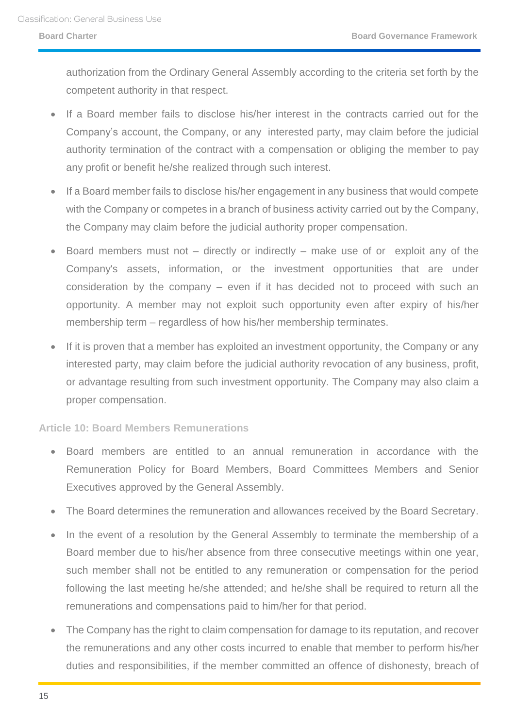authorization from the Ordinary General Assembly according to the criteria set forth by the competent authority in that respect.

- If a Board member fails to disclose his/her interest in the contracts carried out for the Company's account, the Company, or any interested party, may claim before the judicial authority termination of the contract with a compensation or obliging the member to pay any profit or benefit he/she realized through such interest.
- If a Board member fails to disclose his/her engagement in any business that would compete with the Company or competes in a branch of business activity carried out by the Company, the Company may claim before the judicial authority proper compensation.
- Board members must not – directly or indirectly – make use of or exploit any of the Company's assets, information, or the investment opportunities that are under consideration by the company – even if it has decided not to proceed with such an opportunity. A member may not exploit such opportunity even after expiry of his/her membership term – regardless of how his/her membership terminates.
- If it is proven that a member has exploited an investment opportunity, the Company or any interested party, may claim before the judicial authority revocation of any business, profit, or advantage resulting from such investment opportunity. The Company may also claim a proper compensation.

### Article 10: Board Members Remunerations

- Board members are entitled to an annual remuneration in accordance with the Remuneration Policy for Board Members, Board Committees Members and Senior Executives approved by the General Assembly.
- The Board determines the remuneration and allowances received by the Board Secretary.
- In the event of a resolution by the General Assembly to terminate the membership of a Board member due to his/her absence from three consecutive meetings within one year, such member shall not be entitled to any remuneration or compensation for the period following the last meeting he/she attended; and he/she shall be required to return all the remunerations and compensations paid to him/her for that period.
- The Company has the right to claim compensation for damage to its reputation, and recover the remunerations and any other costs incurred to enable that member to perform his/her duties and responsibilities, if the member committed an offence of dishonesty, breach of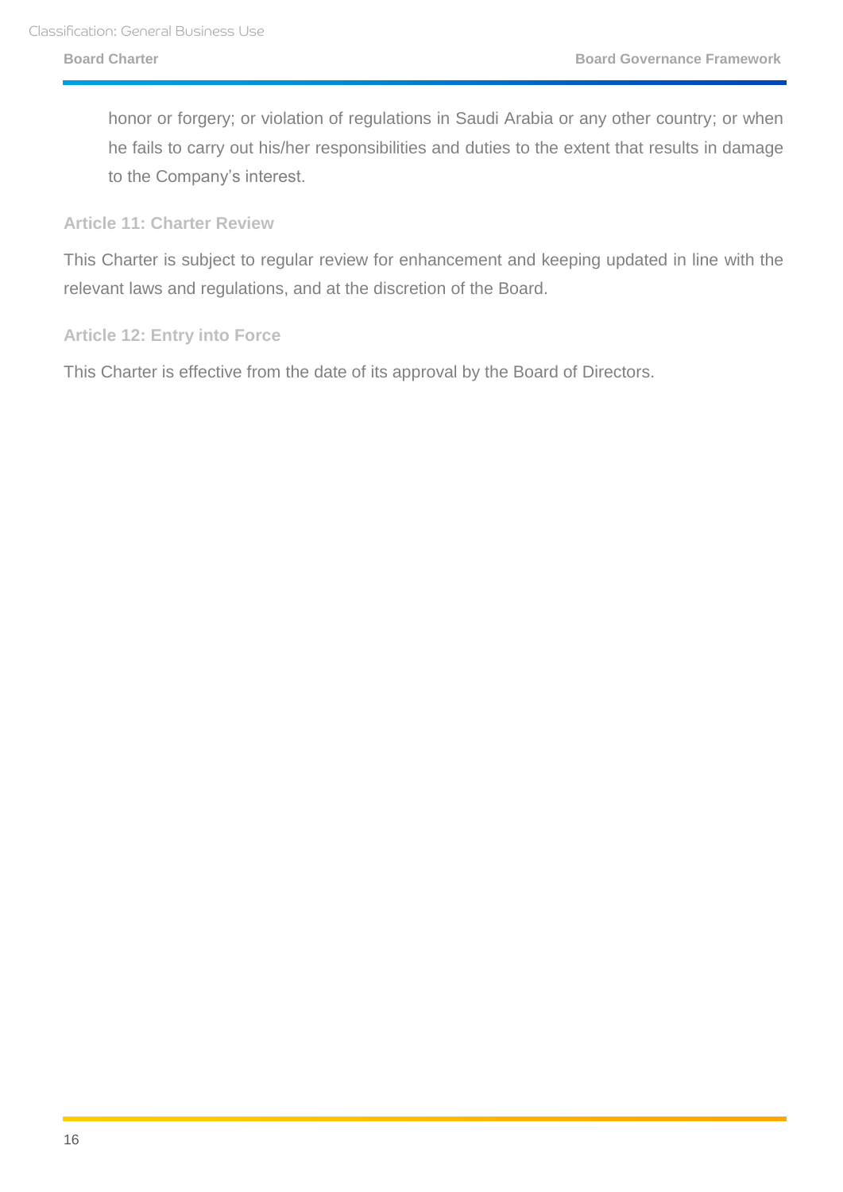honor or forgery; or violation of regulations in Saudi Arabia or any other country; or when he fails to carry out his/her responsibilities and duties to the extent that results in damage to the Company's interest.

### Article 11: Charter Review

This Charter is subject to regular review for enhancement and keeping updated in line with the relevant laws and regulations, and at the discretion of the Board.

### Article 12: Entry into Force

This Charter is effective from the date of its approval by the Board of Directors.